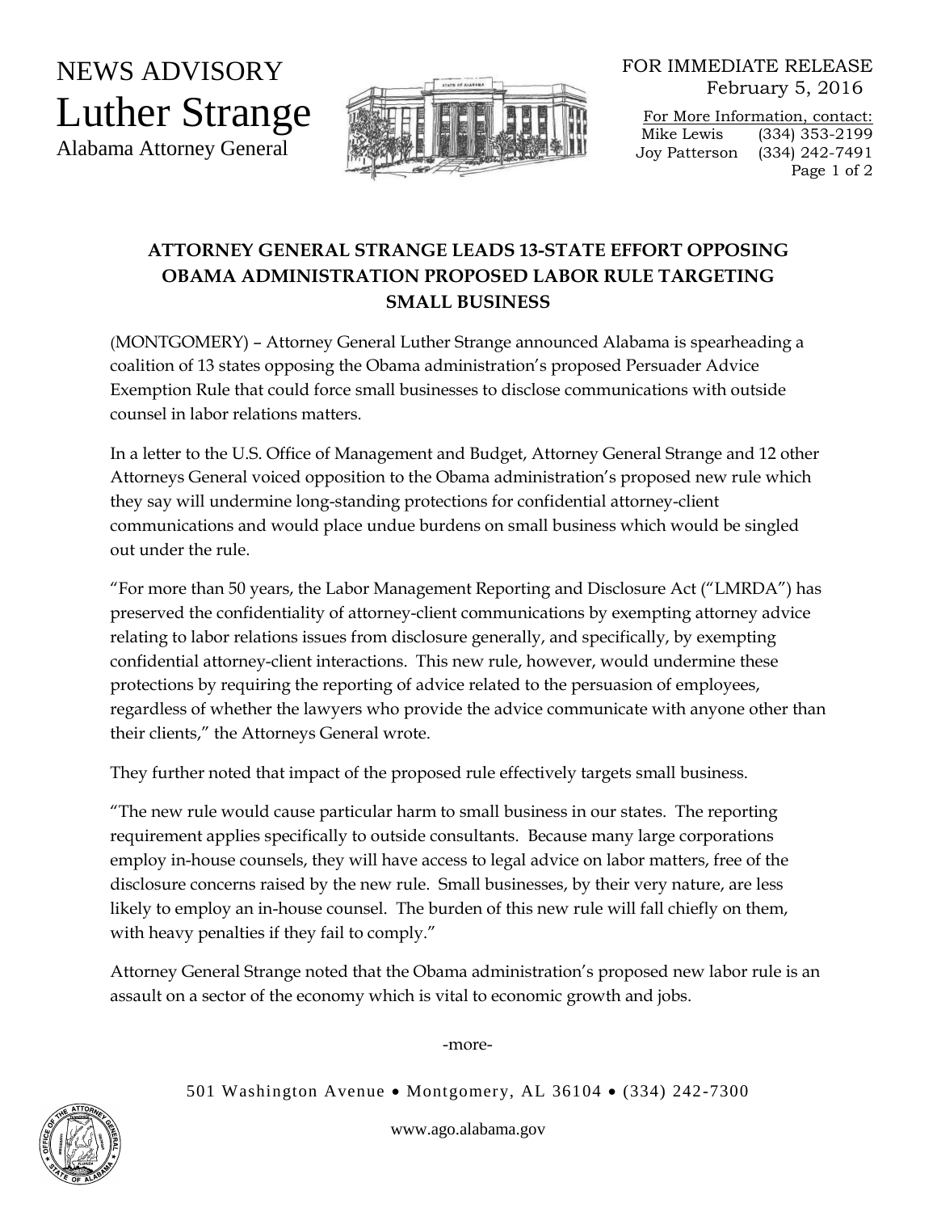NEWS ADVISORY

# Luther Strange

Alabama Attorney General

FOR IMMEDIATE RELEASE
February 5, 2016

For More Information, contact:
Mike Lewis (334) 353-2199
Joy Patterson (334) 242-7491

## ATTORNEY GENERAL STRANGE LEADS 13-STATE EFFORT OPPOSING OBAMA ADMINISTRATION PROPOSED LABOR RULE TARGETING SMALL BUSINESS

(MONTGOMERY) – Attorney General Luther Strange announced Alabama is spearheading a coalition of 13 states opposing the Obama administration's proposed Persuader Advice Exemption Rule that could force small businesses to disclose communications with outside counsel in labor relations matters.

In a letter to the U.S. Office of Management and Budget, Attorney General Strange and 12 other Attorneys General voiced opposition to the Obama administration's proposed new rule which they say will undermine long-standing protections for confidential attorney-client communications and would place undue burdens on small business which would be singled out under the rule.

"For more than 50 years, the Labor Management Reporting and Disclosure Act ("LMRDA") has preserved the confidentiality of attorney-client communications by exempting attorney advice relating to labor relations issues from disclosure generally, and specifically, by exempting confidential attorney-client interactions. This new rule, however, would undermine these protections by requiring the reporting of advice related to the persuasion of employees, regardless of whether the lawyers who provide the advice communicate with anyone other than their clients," the Attorneys General wrote.

They further noted that impact of the proposed rule effectively targets small business.

"The new rule would cause particular harm to small business in our states. The reporting requirement applies specifically to outside consultants. Because many large corporations employ in-house counsels, they will have access to legal advice on labor matters, free of the disclosure concerns raised by the new rule. Small businesses, by their very nature, are less likely to employ an in-house counsel. The burden of this new rule will fall chiefly on them, with heavy penalties if they fail to comply."

Attorney General Strange noted that the Obama administration's proposed new labor rule is an assault on a sector of the economy which is vital to economic growth and jobs.

-more-

501 Washington Avenue • Montgomery, AL 36104 • (334) 242-7300

www.ago.alabama.gov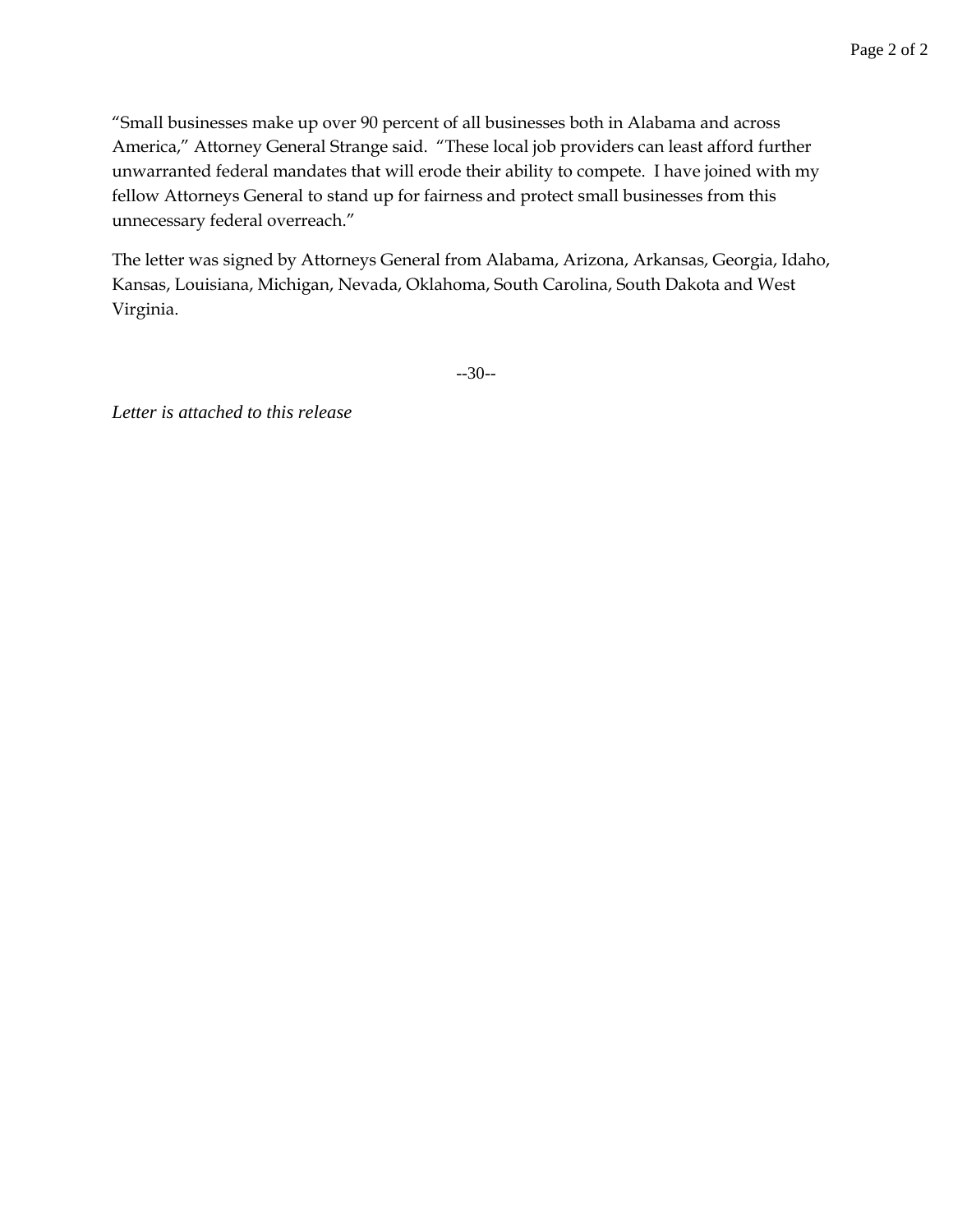"Small businesses make up over 90 percent of all businesses both in Alabama and across America," Attorney General Strange said. "These local job providers can least afford further unwarranted federal mandates that will erode their ability to compete. I have joined with my fellow Attorneys General to stand up for fairness and protect small businesses from this unnecessary federal overreach."

The letter was signed by Attorneys General from Alabama, Arizona, Arkansas, Georgia, Idaho, Kansas, Louisiana, Michigan, Nevada, Oklahoma, South Carolina, South Dakota and West Virginia.

--30--

*Letter is attached to this release*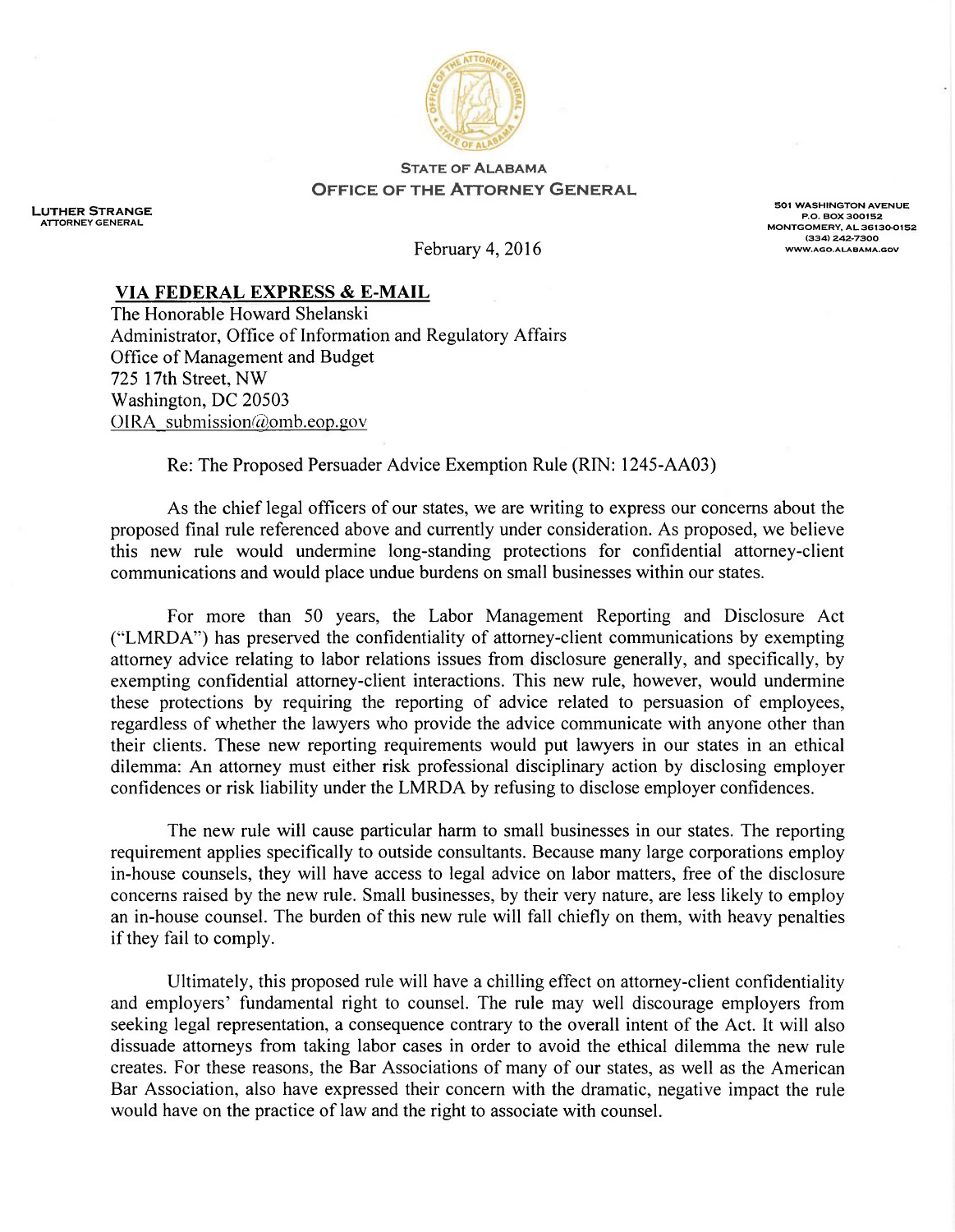STATE OF ALABAMA
OFFICE OF THE ATTORNEY GENERAL

LUTHER STRANGE
ATTORNEY GENERAL

501 WASHINGTON AVENUE
P.O. BOX 300152
MONTGOMERY, AL 36130-0152
(334) 242-7300
WWW.AGO.ALABAMA.GOV

February 4, 2016

**VIA FEDERAL EXPRESS & E-MAIL**

The Honorable Howard Shelanski
Administrator, Office of Information and Regulatory Affairs
Office of Management and Budget
725 17th Street, NW
Washington, DC 20503
OIRA_submission@omb.eop.gov

Re: The Proposed Persuader Advice Exemption Rule (RIN: 1245-AA03)

As the chief legal officers of our states, we are writing to express our concerns about the proposed final rule referenced above and currently under consideration. As proposed, we believe this new rule would undermine long-standing protections for confidential attorney-client communications and would place undue burdens on small businesses within our states.

For more than 50 years, the Labor Management Reporting and Disclosure Act ("LMRDA") has preserved the confidentiality of attorney-client communications by exempting attorney advice relating to labor relations issues from disclosure generally, and specifically, by exempting confidential attorney-client interactions. This new rule, however, would undermine these protections by requiring the reporting of advice related to persuasion of employees, regardless of whether the lawyers who provide the advice communicate with anyone other than their clients. These new reporting requirements would put lawyers in our states in an ethical dilemma: An attorney must either risk professional disciplinary action by disclosing employer confidences or risk liability under the LMRDA by refusing to disclose employer confidences.

The new rule will cause particular harm to small businesses in our states. The reporting requirement applies specifically to outside consultants. Because many large corporations employ in-house counsels, they will have access to legal advice on labor matters, free of the disclosure concerns raised by the new rule. Small businesses, by their very nature, are less likely to employ an in-house counsel. The burden of this new rule will fall chiefly on them, with heavy penalties if they fail to comply.

Ultimately, this proposed rule will have a chilling effect on attorney-client confidentiality and employers' fundamental right to counsel. The rule may well discourage employers from seeking legal representation, a consequence contrary to the overall intent of the Act. It will also dissuade attorneys from taking labor cases in order to avoid the ethical dilemma the new rule creates. For these reasons, the Bar Associations of many of our states, as well as the American Bar Association, also have expressed their concern with the dramatic, negative impact the rule would have on the practice of law and the right to associate with counsel.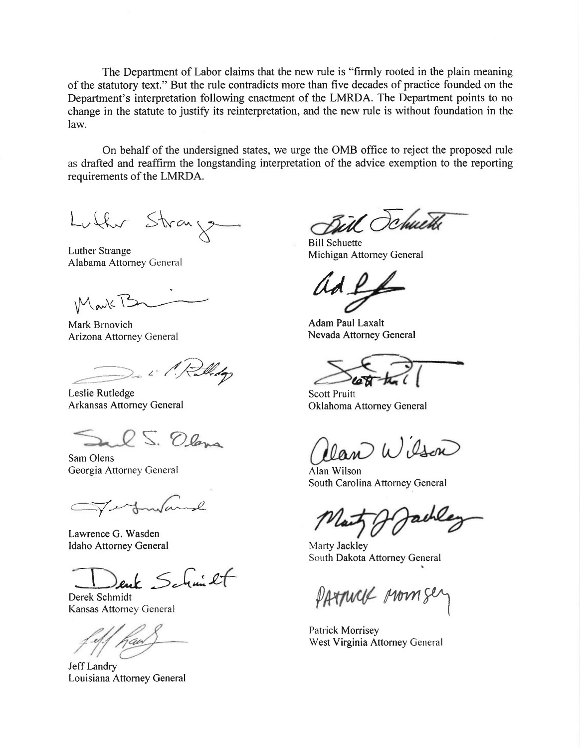The Department of Labor claims that the new rule is "firmly rooted in the plain meaning of the statutory text." But the rule contradicts more than five decades of practice founded on the Department's interpretation following enactment of the LMRDA. The Department points to no change in the statute to justify its reinterpretation, and the new rule is without foundation in the law.

On behalf of the undersigned states, we urge the OMB office to reject the proposed rule as drafted and reaffirm the longstanding interpretation of the advice exemption to the reporting requirements of the LMRDA.

Luther Strange
Alabama Attorney General

Mark Brnovich
Arizona Attorney General

Leslie Rutledge
Arkansas Attorney General

Sam Olens
Georgia Attorney General

Lawrence G. Wasden
Idaho Attorney General

Derek Schmidt
Kansas Attorney General

Jeff Landry
Louisiana Attorney General

Bill Schuette
Michigan Attorney General

Adam Paul Laxalt
Nevada Attorney General

Scott Pruitt
Oklahoma Attorney General

Alan Wilson
South Carolina Attorney General

Marty Jackley
South Dakota Attorney General

Patrick Morrisey
West Virginia Attorney General